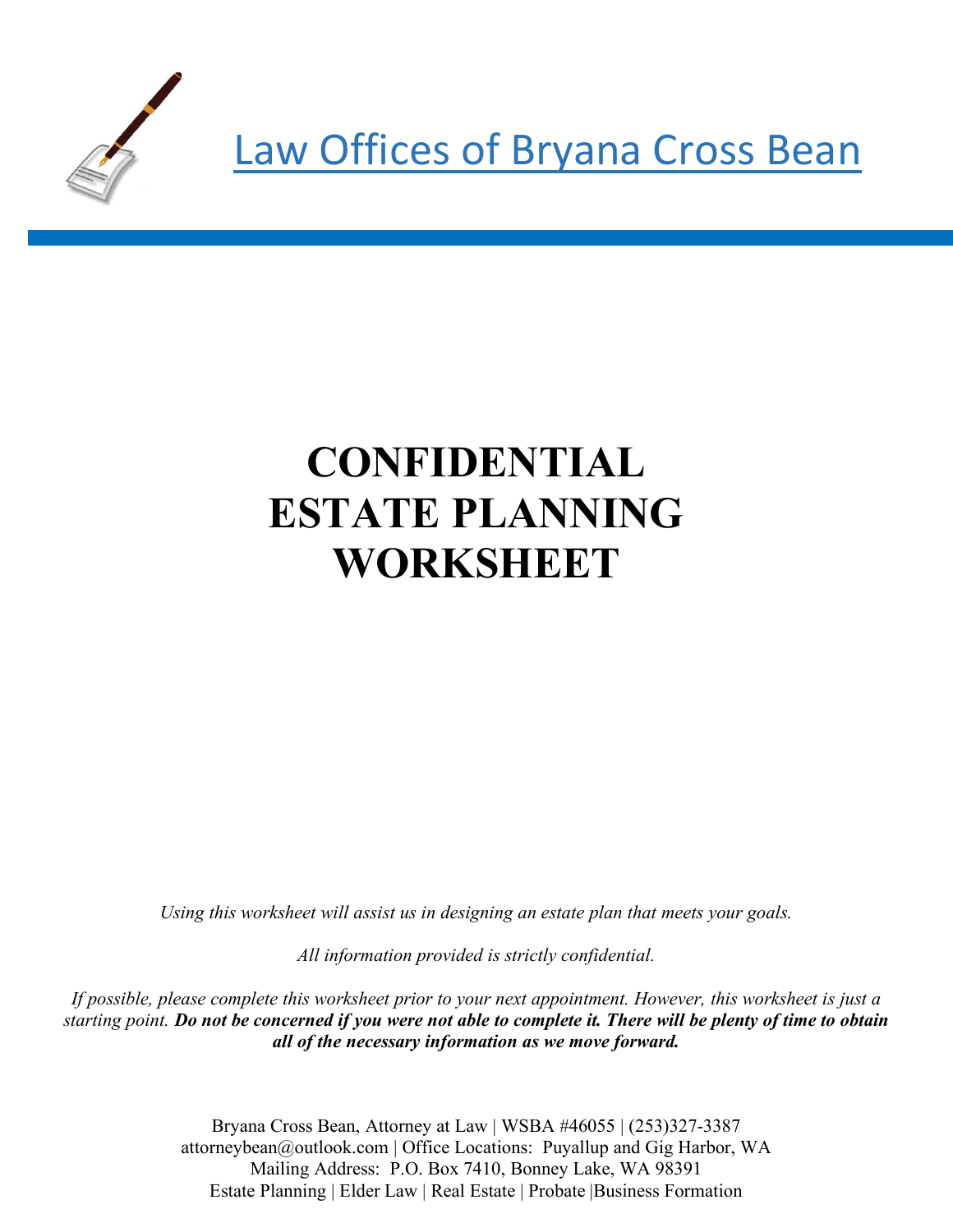# Law Offices of Bryana Cross Bean

# CONFIDENTIAL ESTATE PLANNING WORKSHEET

*Using this worksheet will assist us in designing an estate plan that meets your goals.*

*All information provided is strictly confidential.*

*If possible, please complete this worksheet prior to your next appointment. However, this worksheet is just a starting point.* ***Do not be concerned if you were not able to complete it. There will be plenty of time to obtain all of the necessary information as we move forward.***

Bryana Cross Bean, Attorney at Law | WSBA #46055 | (253)327-3387
attorneybean@outlook.com | Office Locations: Puyallup and Gig Harbor, WA
Mailing Address: P.O. Box 7410, Bonney Lake, WA 98391
Estate Planning | Elder Law | Real Estate | Probate |Business Formation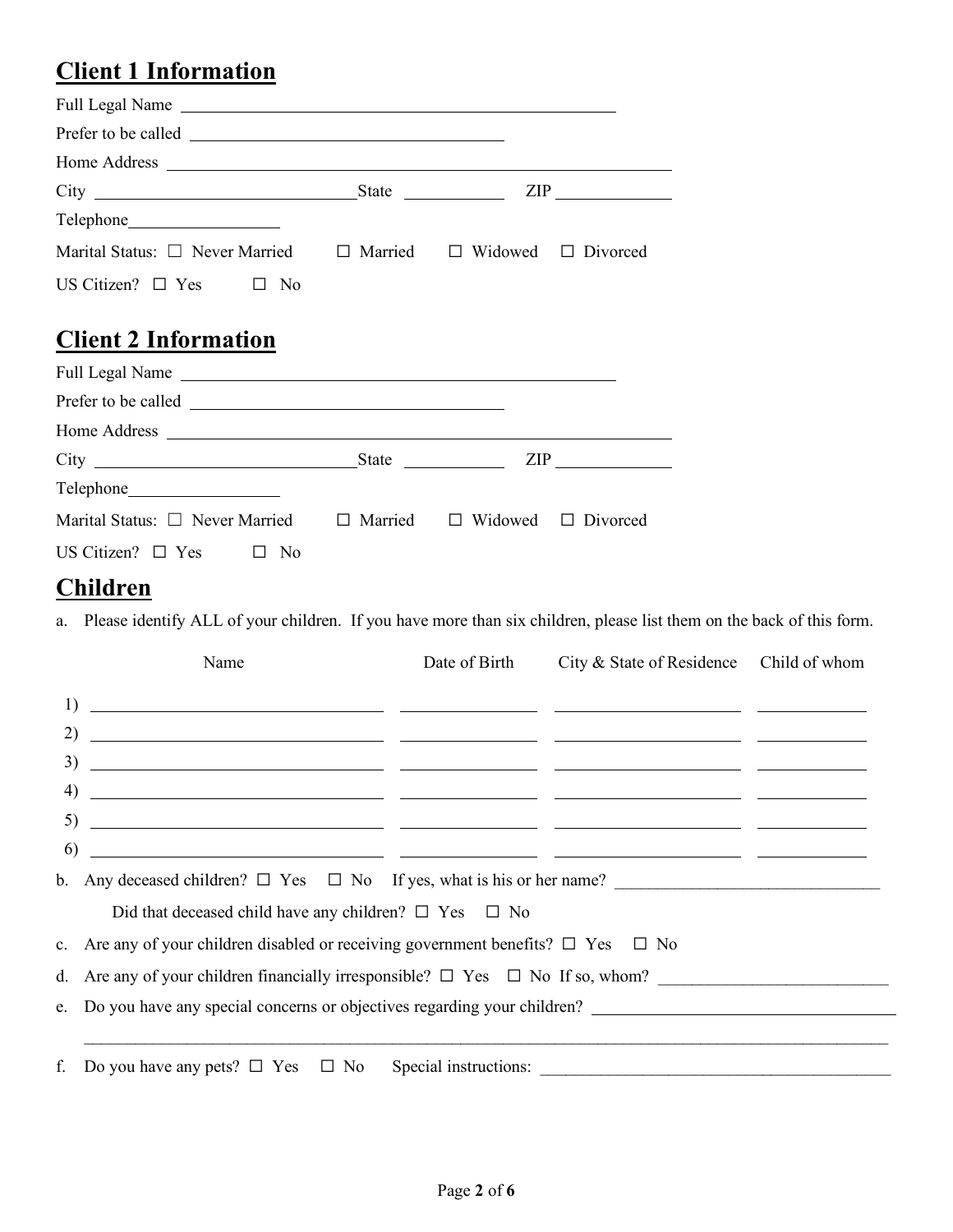## Client 1 Information

Full Legal Name ______________________________

Prefer to be called ______________________________

Home Address ______________________________

City ______________________________ State __________ ZIP __________

Telephone ______________

Marital Status: ☐ Never Married ☐ Married ☐ Widowed ☐ Divorced

US Citizen? ☐ Yes ☐ No

## Client 2 Information

Full Legal Name ______________________________

Prefer to be called ______________________________

Home Address ______________________________

City ______________________________ State __________ ZIP __________

Telephone ______________

Marital Status: ☐ Never Married ☐ Married ☐ Widowed ☐ Divorced

US Citizen? ☐ Yes ☐ No

## Children

a. Please identify ALL of your children. If you have more than six children, please list them on the back of this form.

| | Name | Date of Birth | City & State of Residence | Child of whom |
|---|---|---|---|---|
| 1) | | | | |
| 2) | | | | |
| 3) | | | | |
| 4) | | | | |
| 5) | | | | |
| 6) | | | | |

b. Any deceased children? ☐ Yes ☐ No If yes, what is his or her name? ______________________________

Did that deceased child have any children? ☐ Yes ☐ No

c. Are any of your children disabled or receiving government benefits? ☐ Yes ☐ No

d. Are any of your children financially irresponsible? ☐ Yes ☐ No If so, whom? ______________________________

e. Do you have any special concerns or objectives regarding your children? ______________________________

______________________________________________________________________________

f. Do you have any pets? ☐ Yes ☐ No Special instructions: ______________________________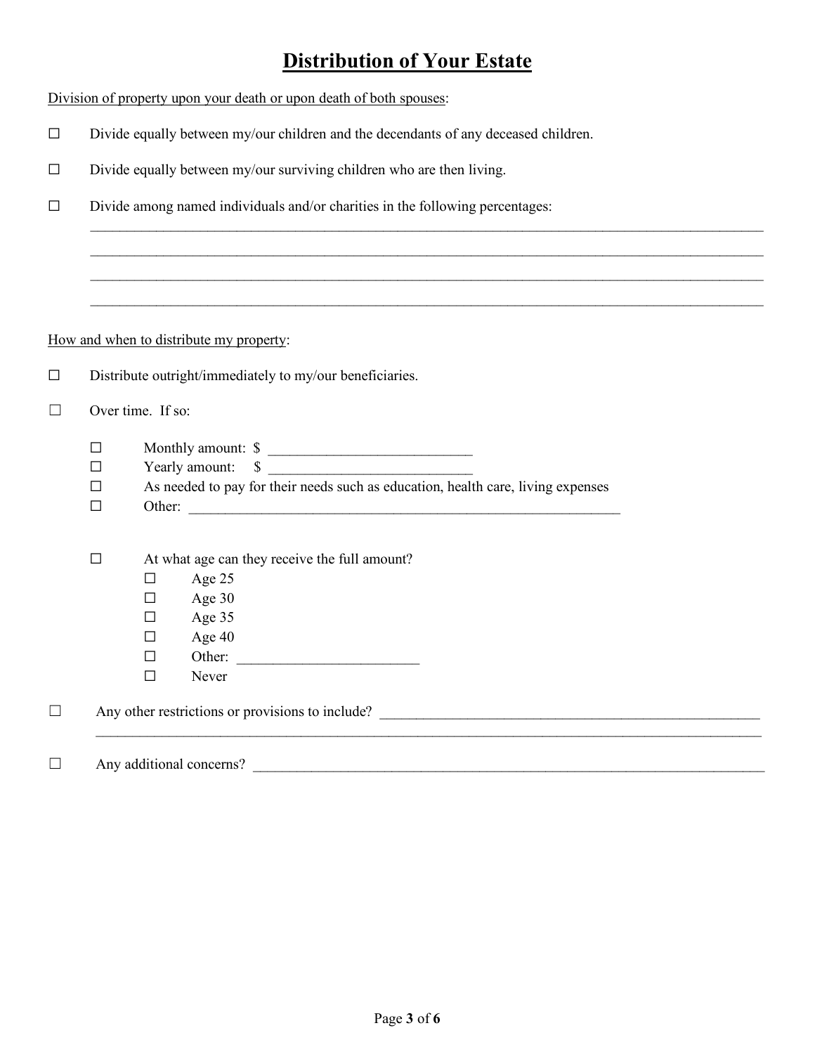# Distribution of Your Estate

Division of property upon your death or upon death of both spouses:

☐ Divide equally between my/our children and the decendants of any deceased children.

☐ Divide equally between my/our surviving children who are then living.

☐ Divide among named individuals and/or charities in the following percentages:

______________________________________________________________________________

______________________________________________________________________________

______________________________________________________________________________

______________________________________________________________________________

How and when to distribute my property:

☐ Distribute outright/immediately to my/our beneficiaries.

☐ Over time. If so:

- ☐ Monthly amount: $ ____________________________
- ☐ Yearly amount: $ ____________________________
- ☐ As needed to pay for their needs such as education, health care, living expenses
- ☐ Other: ____________________________________________________________

- ☐ At what age can they receive the full amount?
  - ☐ Age 25
  - ☐ Age 30
  - ☐ Age 35
  - ☐ Age 40
  - ☐ Other: ________________________
  - ☐ Never

☐ Any other restrictions or provisions to include? ______________________________________________________

______________________________________________________________________________

☐ Any additional concerns? ______________________________________________________________________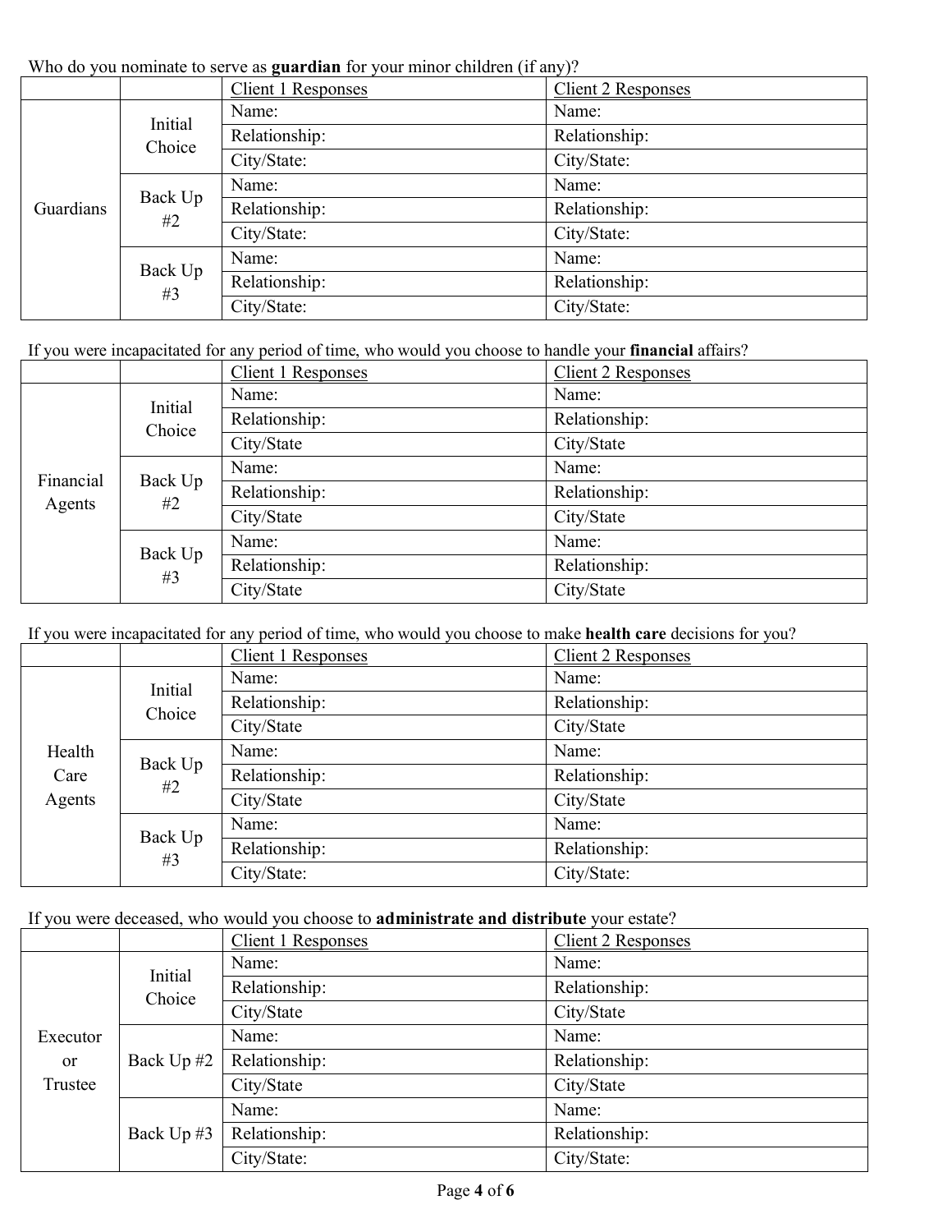Who do you nominate to serve as **guardian** for your minor children (if any)?

| | | Client 1 Responses | Client 2 Responses |
|---|---|---|---|
| Guardians | Initial Choice | Name: | Name: |
| | | Relationship: | Relationship: |
| | | City/State: | City/State: |
| | Back Up #2 | Name: | Name: |
| | | Relationship: | Relationship: |
| | | City/State: | City/State: |
| | Back Up #3 | Name: | Name: |
| | | Relationship: | Relationship: |
| | | City/State: | City/State: |

If you were incapacitated for any period of time, who would you choose to handle your **financial** affairs?

| | | Client 1 Responses | Client 2 Responses |
|---|---|---|---|
| Financial Agents | Initial Choice | Name: | Name: |
| | | Relationship: | Relationship: |
| | | City/State | City/State |
| | Back Up #2 | Name: | Name: |
| | | Relationship: | Relationship: |
| | | City/State | City/State |
| | Back Up #3 | Name: | Name: |
| | | Relationship: | Relationship: |
| | | City/State | City/State |

If you were incapacitated for any period of time, who would you choose to make **health care** decisions for you?

| | | Client 1 Responses | Client 2 Responses |
|---|---|---|---|
| Health Care Agents | Initial Choice | Name: | Name: |
| | | Relationship: | Relationship: |
| | | City/State | City/State |
| | Back Up #2 | Name: | Name: |
| | | Relationship: | Relationship: |
| | | City/State | City/State |
| | Back Up #3 | Name: | Name: |
| | | Relationship: | Relationship: |
| | | City/State: | City/State: |

If you were deceased, who would you choose to **administrate and distribute** your estate?

| | | Client 1 Responses | Client 2 Responses |
|---|---|---|---|
| Executor or Trustee | Initial Choice | Name: | Name: |
| | | Relationship: | Relationship: |
| | | City/State | City/State |
| | Back Up #2 | Name: | Name: |
| | | Relationship: | Relationship: |
| | | City/State | City/State |
| | Back Up #3 | Name: | Name: |
| | | Relationship: | Relationship: |
| | | City/State: | City/State: |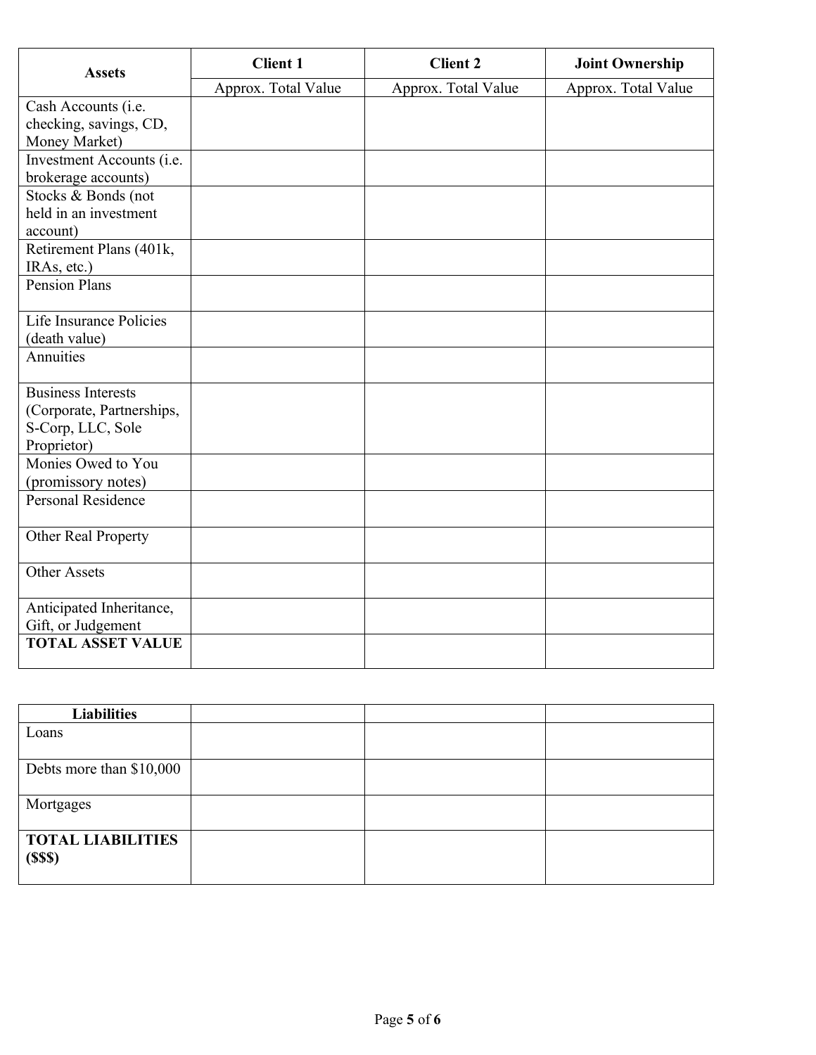| Assets | Client 1 | Client 2 | Joint Ownership |
|---|---|---|---|
| | Approx. Total Value | Approx. Total Value | Approx. Total Value |
| Cash Accounts (i.e. checking, savings, CD, Money Market) | | | |
| Investment Accounts (i.e. brokerage accounts) | | | |
| Stocks & Bonds (not held in an investment account) | | | |
| Retirement Plans (401k, IRAs, etc.) | | | |
| Pension Plans | | | |
| Life Insurance Policies (death value) | | | |
| Annuities | | | |
| Business Interests (Corporate, Partnerships, S-Corp, LLC, Sole Proprietor) | | | |
| Monies Owed to You (promissory notes) | | | |
| Personal Residence | | | |
| Other Real Property | | | |
| Other Assets | | | |
| Anticipated Inheritance, Gift, or Judgement | | | |
| **TOTAL ASSET VALUE** | | | |

| **Liabilities** | | | |
|---|---|---|---|
| Loans | | | |
| Debts more than $10,000 | | | |
| Mortgages | | | |
| **TOTAL LIABILITIES ($$$)** | | | |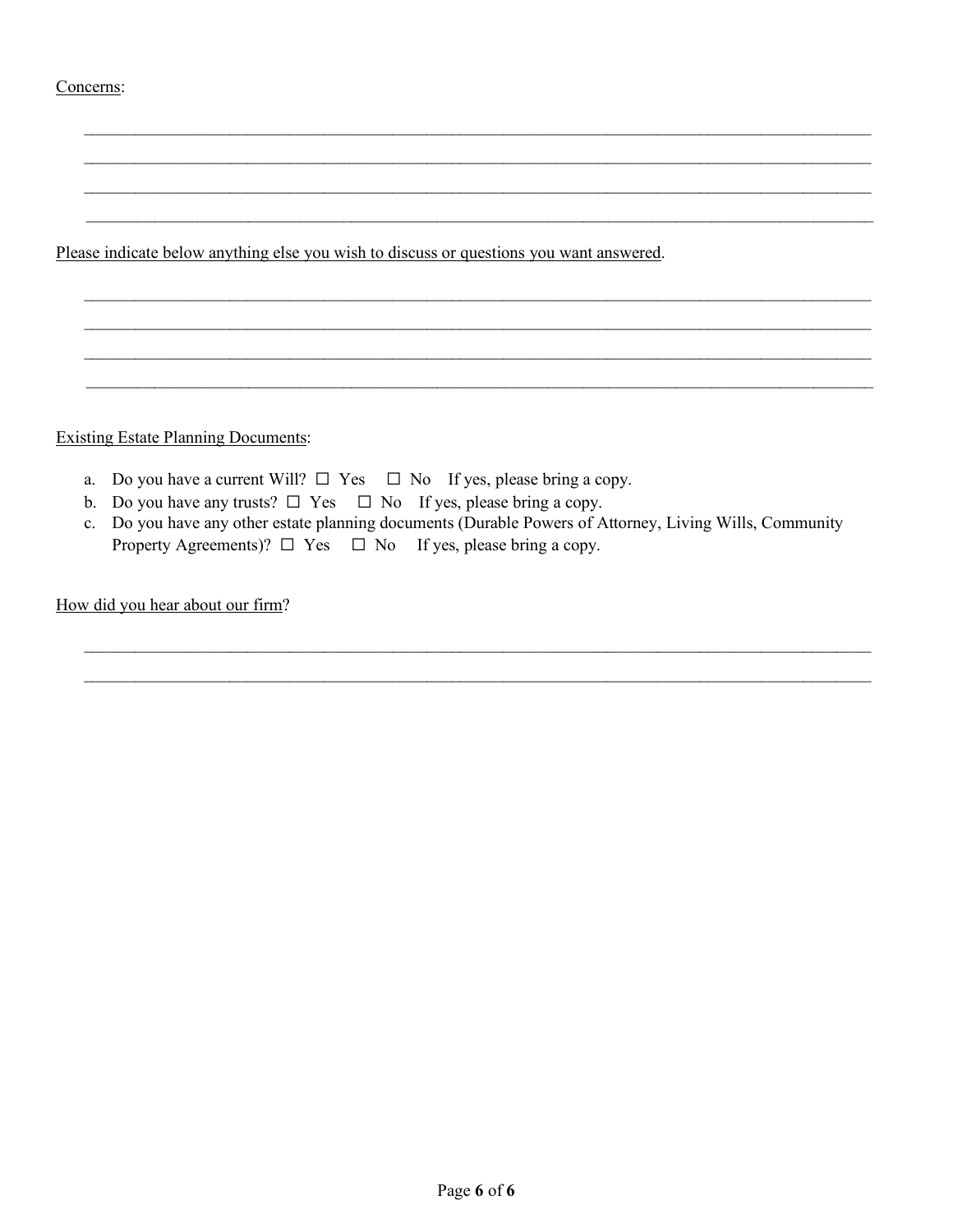Concerns:

\_\_\_\_\_\_\_\_\_\_\_\_\_\_\_\_\_\_\_\_\_\_\_\_\_\_\_\_\_\_\_\_\_\_\_\_\_\_\_\_\_\_\_\_\_\_\_\_\_\_\_\_\_\_\_\_\_\_\_\_\_\_\_\_\_\_\_\_\_\_\_\_\_\_\_\_\_\_

\_\_\_\_\_\_\_\_\_\_\_\_\_\_\_\_\_\_\_\_\_\_\_\_\_\_\_\_\_\_\_\_\_\_\_\_\_\_\_\_\_\_\_\_\_\_\_\_\_\_\_\_\_\_\_\_\_\_\_\_\_\_\_\_\_\_\_\_\_\_\_\_\_\_\_\_\_\_

\_\_\_\_\_\_\_\_\_\_\_\_\_\_\_\_\_\_\_\_\_\_\_\_\_\_\_\_\_\_\_\_\_\_\_\_\_\_\_\_\_\_\_\_\_\_\_\_\_\_\_\_\_\_\_\_\_\_\_\_\_\_\_\_\_\_\_\_\_\_\_\_\_\_\_\_\_\_

\_\_\_\_\_\_\_\_\_\_\_\_\_\_\_\_\_\_\_\_\_\_\_\_\_\_\_\_\_\_\_\_\_\_\_\_\_\_\_\_\_\_\_\_\_\_\_\_\_\_\_\_\_\_\_\_\_\_\_\_\_\_\_\_\_\_\_\_\_\_\_\_\_\_\_\_\_\_

Please indicate below anything else you wish to discuss or questions you want answered.

\_\_\_\_\_\_\_\_\_\_\_\_\_\_\_\_\_\_\_\_\_\_\_\_\_\_\_\_\_\_\_\_\_\_\_\_\_\_\_\_\_\_\_\_\_\_\_\_\_\_\_\_\_\_\_\_\_\_\_\_\_\_\_\_\_\_\_\_\_\_\_\_\_\_\_\_\_\_

\_\_\_\_\_\_\_\_\_\_\_\_\_\_\_\_\_\_\_\_\_\_\_\_\_\_\_\_\_\_\_\_\_\_\_\_\_\_\_\_\_\_\_\_\_\_\_\_\_\_\_\_\_\_\_\_\_\_\_\_\_\_\_\_\_\_\_\_\_\_\_\_\_\_\_\_\_\_

\_\_\_\_\_\_\_\_\_\_\_\_\_\_\_\_\_\_\_\_\_\_\_\_\_\_\_\_\_\_\_\_\_\_\_\_\_\_\_\_\_\_\_\_\_\_\_\_\_\_\_\_\_\_\_\_\_\_\_\_\_\_\_\_\_\_\_\_\_\_\_\_\_\_\_\_\_\_

\_\_\_\_\_\_\_\_\_\_\_\_\_\_\_\_\_\_\_\_\_\_\_\_\_\_\_\_\_\_\_\_\_\_\_\_\_\_\_\_\_\_\_\_\_\_\_\_\_\_\_\_\_\_\_\_\_\_\_\_\_\_\_\_\_\_\_\_\_\_\_\_\_\_\_\_\_\_

Existing Estate Planning Documents:

a. Do you have a current Will? ☐ Yes ☐ No If yes, please bring a copy.
b. Do you have any trusts? ☐ Yes ☐ No If yes, please bring a copy.
c. Do you have any other estate planning documents (Durable Powers of Attorney, Living Wills, Community Property Agreements)? ☐ Yes ☐ No If yes, please bring a copy.

How did you hear about our firm?

\_\_\_\_\_\_\_\_\_\_\_\_\_\_\_\_\_\_\_\_\_\_\_\_\_\_\_\_\_\_\_\_\_\_\_\_\_\_\_\_\_\_\_\_\_\_\_\_\_\_\_\_\_\_\_\_\_\_\_\_\_\_\_\_\_\_\_\_\_\_\_\_\_\_\_\_\_\_

\_\_\_\_\_\_\_\_\_\_\_\_\_\_\_\_\_\_\_\_\_\_\_\_\_\_\_\_\_\_\_\_\_\_\_\_\_\_\_\_\_\_\_\_\_\_\_\_\_\_\_\_\_\_\_\_\_\_\_\_\_\_\_\_\_\_\_\_\_\_\_\_\_\_\_\_\_\_